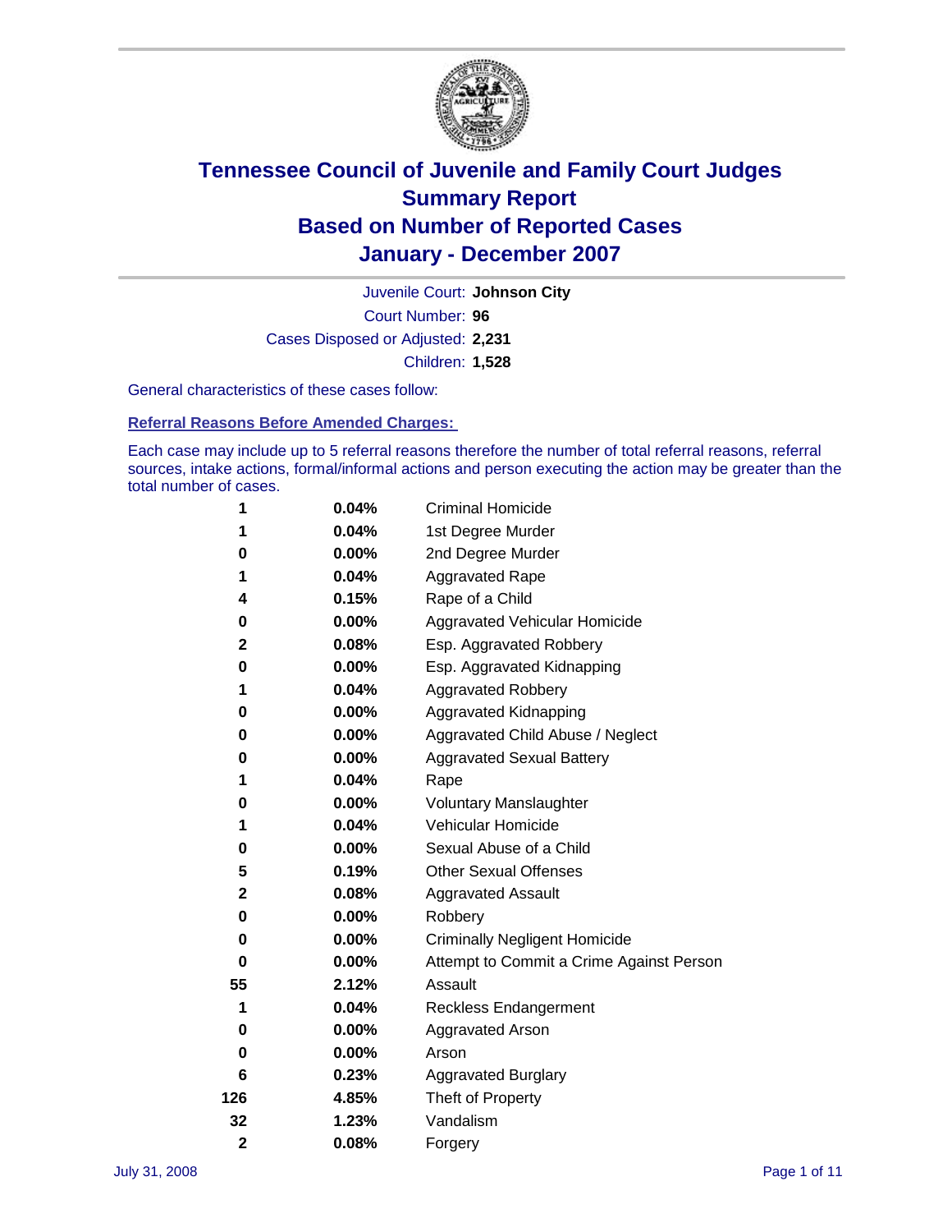# Tennessee Council of Juvenile and Family Court Judges
# Summary Report
# Based on Number of Reported Cases
# January - December 2007

Juvenile Court: **Johnson City**

Court Number: **96**

Cases Disposed or Adjusted: **2,231**

Children: **1,528**

General characteristics of these cases follow:

## Referral Reasons Before Amended Charges:

Each case may include up to 5 referral reasons therefore the number of total referral reasons, referral sources, intake actions, formal/informal actions and person executing the action may be greater than the total number of cases.

| Count | Percent | Referral Reason |
|---|---|---|
| 1 | 0.04% | Criminal Homicide |
| 1 | 0.04% | 1st Degree Murder |
| 0 | 0.00% | 2nd Degree Murder |
| 1 | 0.04% | Aggravated Rape |
| 4 | 0.15% | Rape of a Child |
| 0 | 0.00% | Aggravated Vehicular Homicide |
| 2 | 0.08% | Esp. Aggravated Robbery |
| 0 | 0.00% | Esp. Aggravated Kidnapping |
| 1 | 0.04% | Aggravated Robbery |
| 0 | 0.00% | Aggravated Kidnapping |
| 0 | 0.00% | Aggravated Child Abuse / Neglect |
| 0 | 0.00% | Aggravated Sexual Battery |
| 1 | 0.04% | Rape |
| 0 | 0.00% | Voluntary Manslaughter |
| 1 | 0.04% | Vehicular Homicide |
| 0 | 0.00% | Sexual Abuse of a Child |
| 5 | 0.19% | Other Sexual Offenses |
| 2 | 0.08% | Aggravated Assault |
| 0 | 0.00% | Robbery |
| 0 | 0.00% | Criminally Negligent Homicide |
| 0 | 0.00% | Attempt to Commit a Crime Against Person |
| 55 | 2.12% | Assault |
| 1 | 0.04% | Reckless Endangerment |
| 0 | 0.00% | Aggravated Arson |
| 0 | 0.00% | Arson |
| 6 | 0.23% | Aggravated Burglary |
| 126 | 4.85% | Theft of Property |
| 32 | 1.23% | Vandalism |
| 2 | 0.08% | Forgery |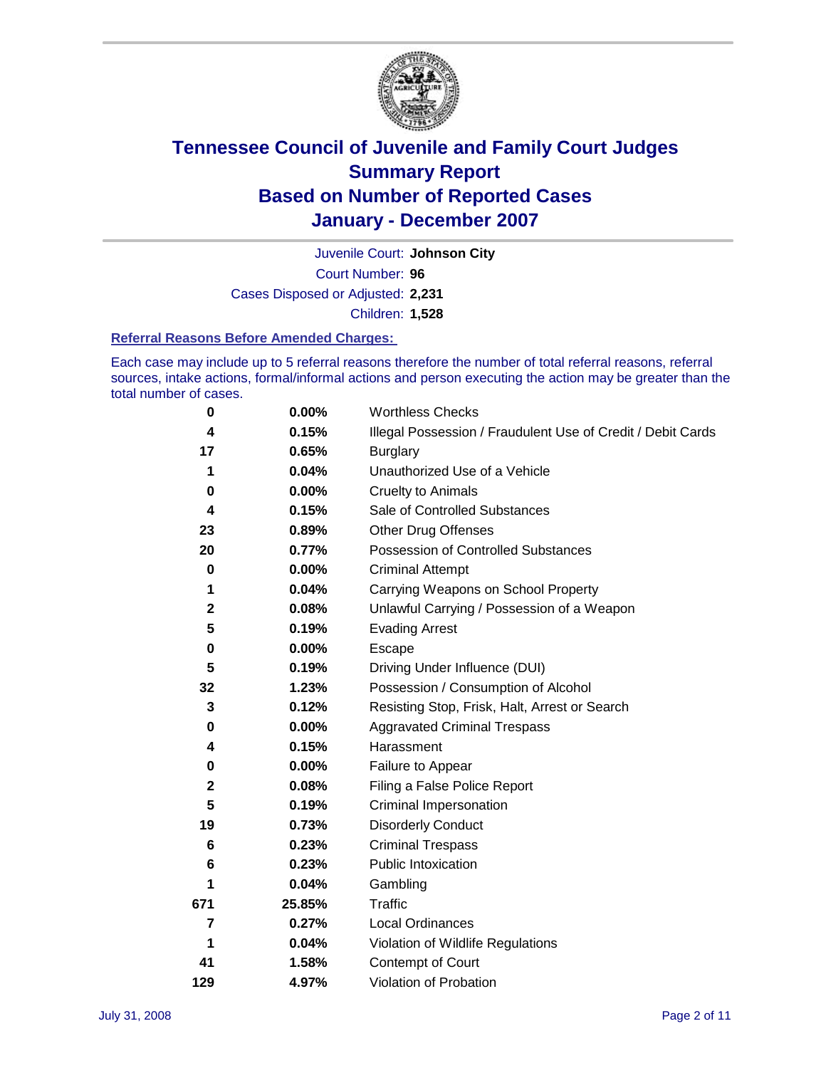# Tennessee Council of Juvenile and Family Court Judges Summary Report Based on Number of Reported Cases January - December 2007

Juvenile Court: **Johnson City**

Court Number: **96**

Cases Disposed or Adjusted: **2,231**

Children: **1,528**

### Referral Reasons Before Amended Charges:

Each case may include up to 5 referral reasons therefore the number of total referral reasons, referral sources, intake actions, formal/informal actions and person executing the action may be greater than the total number of cases.

| | | |
|---|---|---|
| 0 | 0.00% | Worthless Checks |
| 4 | 0.15% | Illegal Possession / Fraudulent Use of Credit / Debit Cards |
| 17 | 0.65% | Burglary |
| 1 | 0.04% | Unauthorized Use of a Vehicle |
| 0 | 0.00% | Cruelty to Animals |
| 4 | 0.15% | Sale of Controlled Substances |
| 23 | 0.89% | Other Drug Offenses |
| 20 | 0.77% | Possession of Controlled Substances |
| 0 | 0.00% | Criminal Attempt |
| 1 | 0.04% | Carrying Weapons on School Property |
| 2 | 0.08% | Unlawful Carrying / Possession of a Weapon |
| 5 | 0.19% | Evading Arrest |
| 0 | 0.00% | Escape |
| 5 | 0.19% | Driving Under Influence (DUI) |
| 32 | 1.23% | Possession / Consumption of Alcohol |
| 3 | 0.12% | Resisting Stop, Frisk, Halt, Arrest or Search |
| 0 | 0.00% | Aggravated Criminal Trespass |
| 4 | 0.15% | Harassment |
| 0 | 0.00% | Failure to Appear |
| 2 | 0.08% | Filing a False Police Report |
| 5 | 0.19% | Criminal Impersonation |
| 19 | 0.73% | Disorderly Conduct |
| 6 | 0.23% | Criminal Trespass |
| 6 | 0.23% | Public Intoxication |
| 1 | 0.04% | Gambling |
| 671 | 25.85% | Traffic |
| 7 | 0.27% | Local Ordinances |
| 1 | 0.04% | Violation of Wildlife Regulations |
| 41 | 1.58% | Contempt of Court |
| 129 | 4.97% | Violation of Probation |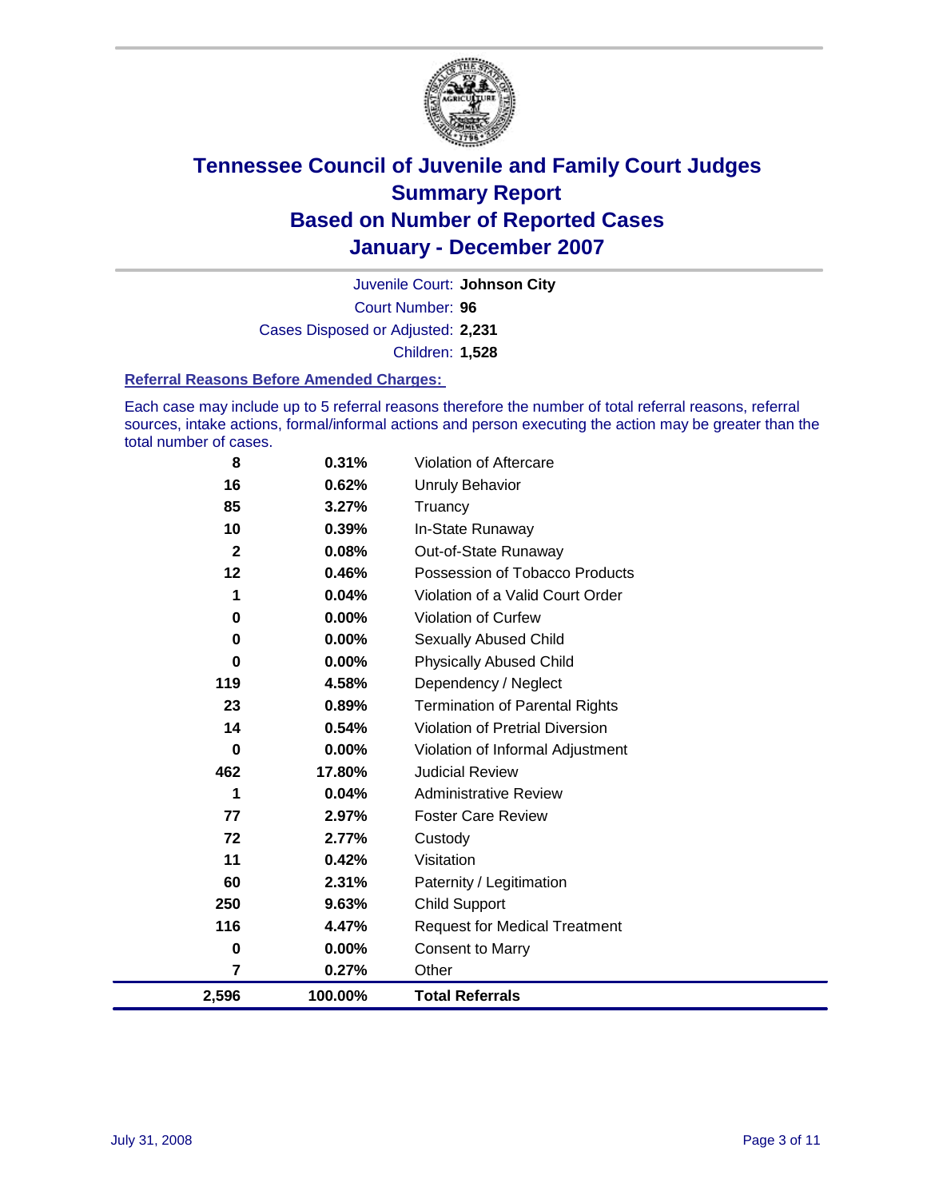# Tennessee Council of Juvenile and Family Court Judges
## Summary Report
## Based on Number of Reported Cases
## January - December 2007

Juvenile Court: **Johnson City**

Court Number: **96**

Cases Disposed or Adjusted: **2,231**

Children: **1,528**

### Referral Reasons Before Amended Charges:

Each case may include up to 5 referral reasons therefore the number of total referral reasons, referral sources, intake actions, formal/informal actions and person executing the action may be greater than the total number of cases.

| Count | Percent | Referral Reason |
|---|---|---|
| 8 | 0.31% | Violation of Aftercare |
| 16 | 0.62% | Unruly Behavior |
| 85 | 3.27% | Truancy |
| 10 | 0.39% | In-State Runaway |
| 2 | 0.08% | Out-of-State Runaway |
| 12 | 0.46% | Possession of Tobacco Products |
| 1 | 0.04% | Violation of a Valid Court Order |
| 0 | 0.00% | Violation of Curfew |
| 0 | 0.00% | Sexually Abused Child |
| 0 | 0.00% | Physically Abused Child |
| 119 | 4.58% | Dependency / Neglect |
| 23 | 0.89% | Termination of Parental Rights |
| 14 | 0.54% | Violation of Pretrial Diversion |
| 0 | 0.00% | Violation of Informal Adjustment |
| 462 | 17.80% | Judicial Review |
| 1 | 0.04% | Administrative Review |
| 77 | 2.97% | Foster Care Review |
| 72 | 2.77% | Custody |
| 11 | 0.42% | Visitation |
| 60 | 2.31% | Paternity / Legitimation |
| 250 | 9.63% | Child Support |
| 116 | 4.47% | Request for Medical Treatment |
| 0 | 0.00% | Consent to Marry |
| 7 | 0.27% | Other |
| **2,596** | **100.00%** | **Total Referrals** |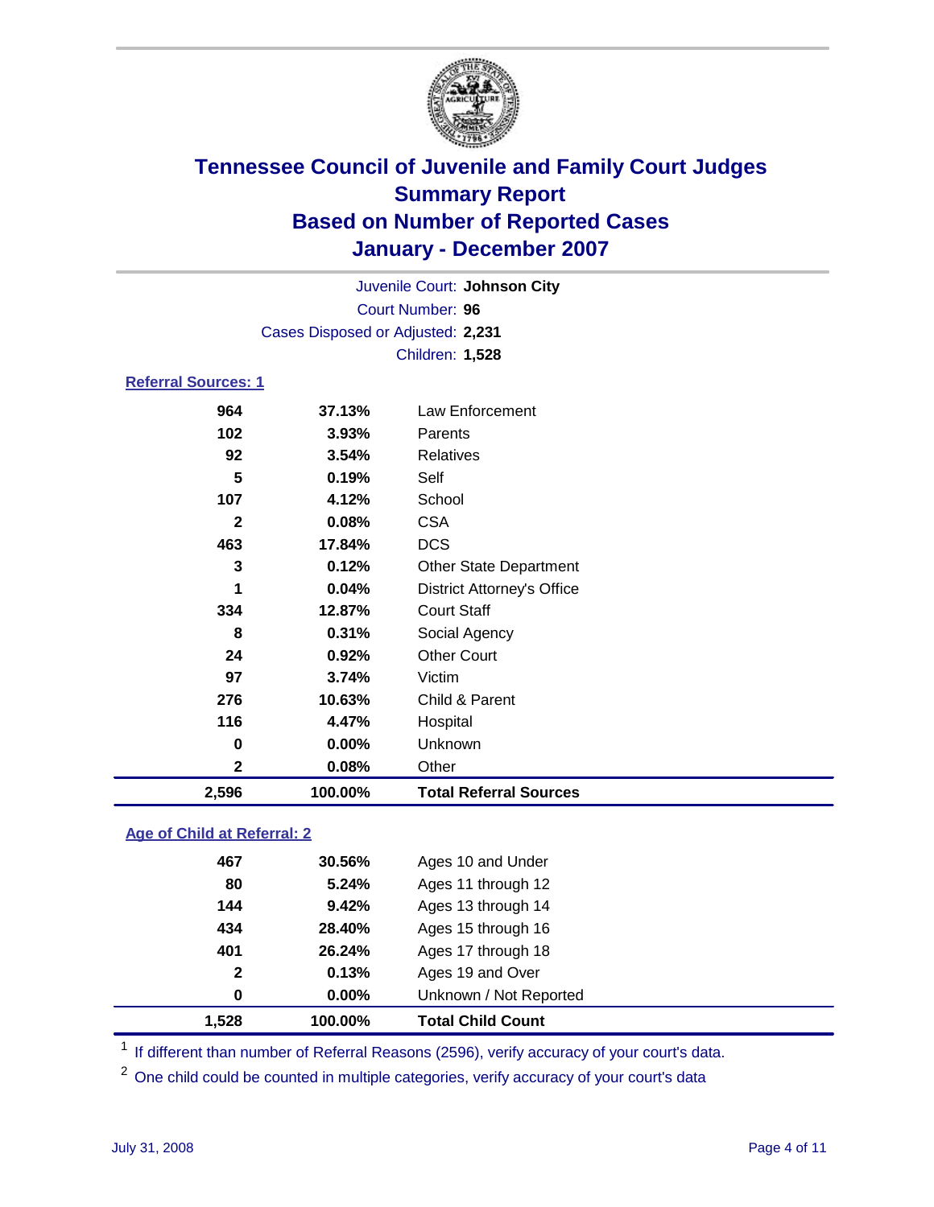# Tennessee Council of Juvenile and Family Court Judges
## Summary Report
## Based on Number of Reported Cases
## January - December 2007

Juvenile Court: **Johnson City**
Court Number: **96**
Cases Disposed or Adjusted: **2,231**
Children: **1,528**

### Referral Sources: 1

| Count | Percent | Source |
|---|---|---|
| 964 | 37.13% | Law Enforcement |
| 102 | 3.93% | Parents |
| 92 | 3.54% | Relatives |
| 5 | 0.19% | Self |
| 107 | 4.12% | School |
| 2 | 0.08% | CSA |
| 463 | 17.84% | DCS |
| 3 | 0.12% | Other State Department |
| 1 | 0.04% | District Attorney's Office |
| 334 | 12.87% | Court Staff |
| 8 | 0.31% | Social Agency |
| 24 | 0.92% | Other Court |
| 97 | 3.74% | Victim |
| 276 | 10.63% | Child & Parent |
| 116 | 4.47% | Hospital |
| 0 | 0.00% | Unknown |
| 2 | 0.08% | Other |
| **2,596** | **100.00%** | **Total Referral Sources** |

### Age of Child at Referral: 2

| Count | Percent | Age |
|---|---|---|
| 467 | 30.56% | Ages 10 and Under |
| 80 | 5.24% | Ages 11 through 12 |
| 144 | 9.42% | Ages 13 through 14 |
| 434 | 28.40% | Ages 15 through 16 |
| 401 | 26.24% | Ages 17 through 18 |
| 2 | 0.13% | Ages 19 and Over |
| 0 | 0.00% | Unknown / Not Reported |
| **1,528** | **100.00%** | **Total Child Count** |

[1] If different than number of Referral Reasons (2596), verify accuracy of your court's data.

[2] One child could be counted in multiple categories, verify accuracy of your court's data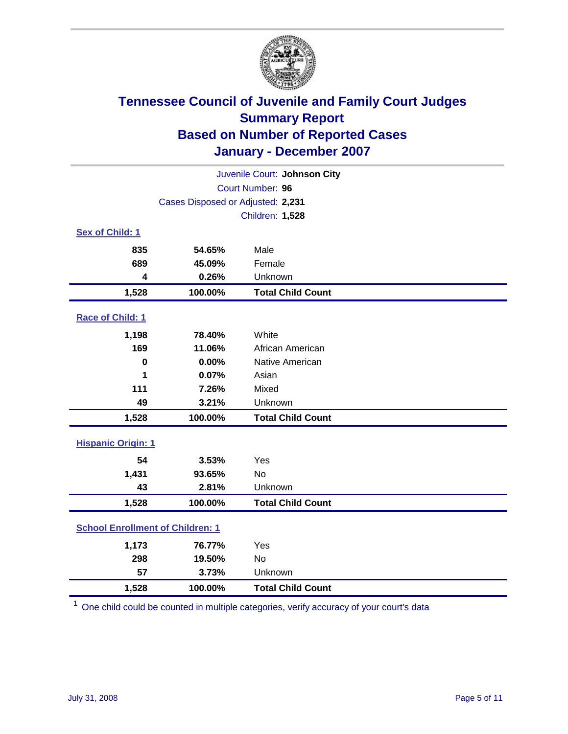# Tennessee Council of Juvenile and Family Court Judges
## Summary Report
## Based on Number of Reported Cases
## January - December 2007

Juvenile Court: **Johnson City**

Court Number: **96**

Cases Disposed or Adjusted: **2,231**

Children: **1,528**

### Sex of Child: 1

| | | |
|---|---|---|
| 835 | 54.65% | Male |
| 689 | 45.09% | Female |
| 4 | 0.26% | Unknown |
| **1,528** | **100.00%** | **Total Child Count** |

### Race of Child: 1

| | | |
|---|---|---|
| 1,198 | 78.40% | White |
| 169 | 11.06% | African American |
| 0 | 0.00% | Native American |
| 1 | 0.07% | Asian |
| 111 | 7.26% | Mixed |
| 49 | 3.21% | Unknown |
| **1,528** | **100.00%** | **Total Child Count** |

### Hispanic Origin: 1

| | | |
|---|---|---|
| 54 | 3.53% | Yes |
| 1,431 | 93.65% | No |
| 43 | 2.81% | Unknown |
| **1,528** | **100.00%** | **Total Child Count** |

### School Enrollment of Children: 1

| | | |
|---|---|---|
| 1,173 | 76.77% | Yes |
| 298 | 19.50% | No |
| 57 | 3.73% | Unknown |
| **1,528** | **100.00%** | **Total Child Count** |

[1] One child could be counted in multiple categories, verify accuracy of your court's data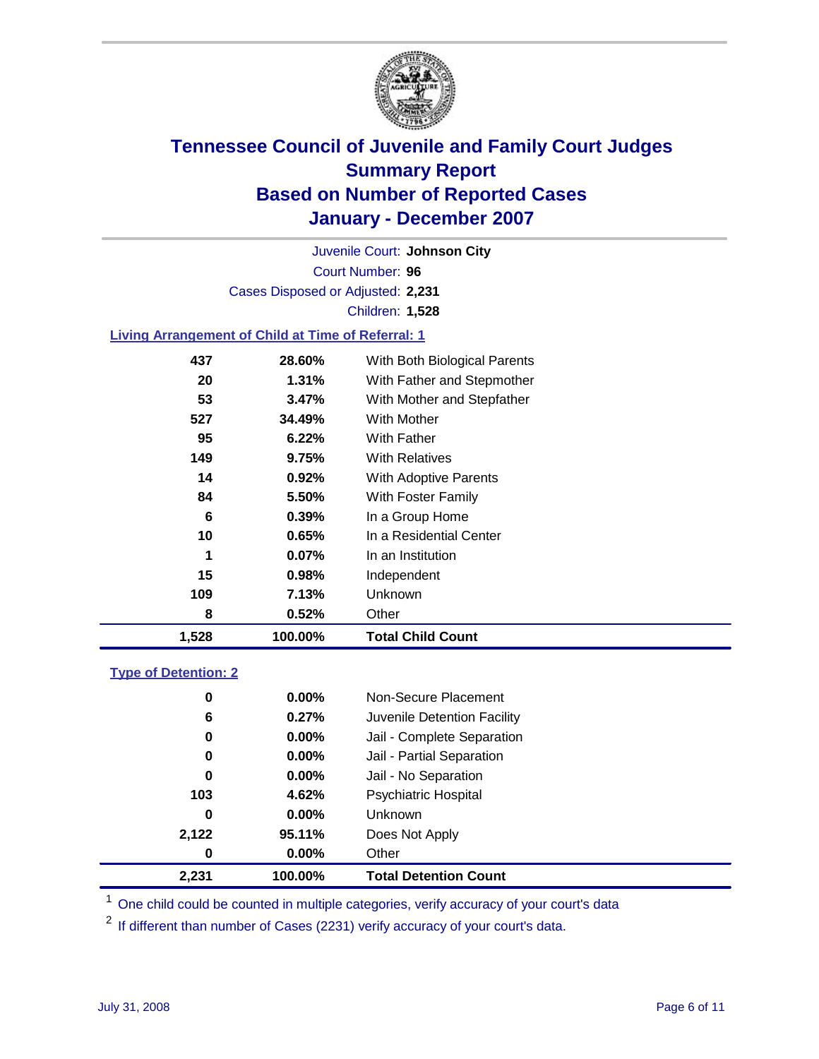# Tennessee Council of Juvenile and Family Court Judges
## Summary Report
## Based on Number of Reported Cases
## January - December 2007

Juvenile Court: **Johnson City**

Court Number: **96**

Cases Disposed or Adjusted: **2,231**

Children: **1,528**

### Living Arrangement of Child at Time of Referral: 1

| | | |
|---|---|---|
| 437 | 28.60% | With Both Biological Parents |
| 20 | 1.31% | With Father and Stepmother |
| 53 | 3.47% | With Mother and Stepfather |
| 527 | 34.49% | With Mother |
| 95 | 6.22% | With Father |
| 149 | 9.75% | With Relatives |
| 14 | 0.92% | With Adoptive Parents |
| 84 | 5.50% | With Foster Family |
| 6 | 0.39% | In a Group Home |
| 10 | 0.65% | In a Residential Center |
| 1 | 0.07% | In an Institution |
| 15 | 0.98% | Independent |
| 109 | 7.13% | Unknown |
| 8 | 0.52% | Other |
| **1,528** | **100.00%** | **Total Child Count** |

### Type of Detention: 2

| | | |
|---|---|---|
| 0 | 0.00% | Non-Secure Placement |
| 6 | 0.27% | Juvenile Detention Facility |
| 0 | 0.00% | Jail - Complete Separation |
| 0 | 0.00% | Jail - Partial Separation |
| 0 | 0.00% | Jail - No Separation |
| 103 | 4.62% | Psychiatric Hospital |
| 0 | 0.00% | Unknown |
| 2,122 | 95.11% | Does Not Apply |
| 0 | 0.00% | Other |
| **2,231** | **100.00%** | **Total Detention Count** |

[1] One child could be counted in multiple categories, verify accuracy of your court's data

[2] If different than number of Cases (2231) verify accuracy of your court's data.

July 31, 2008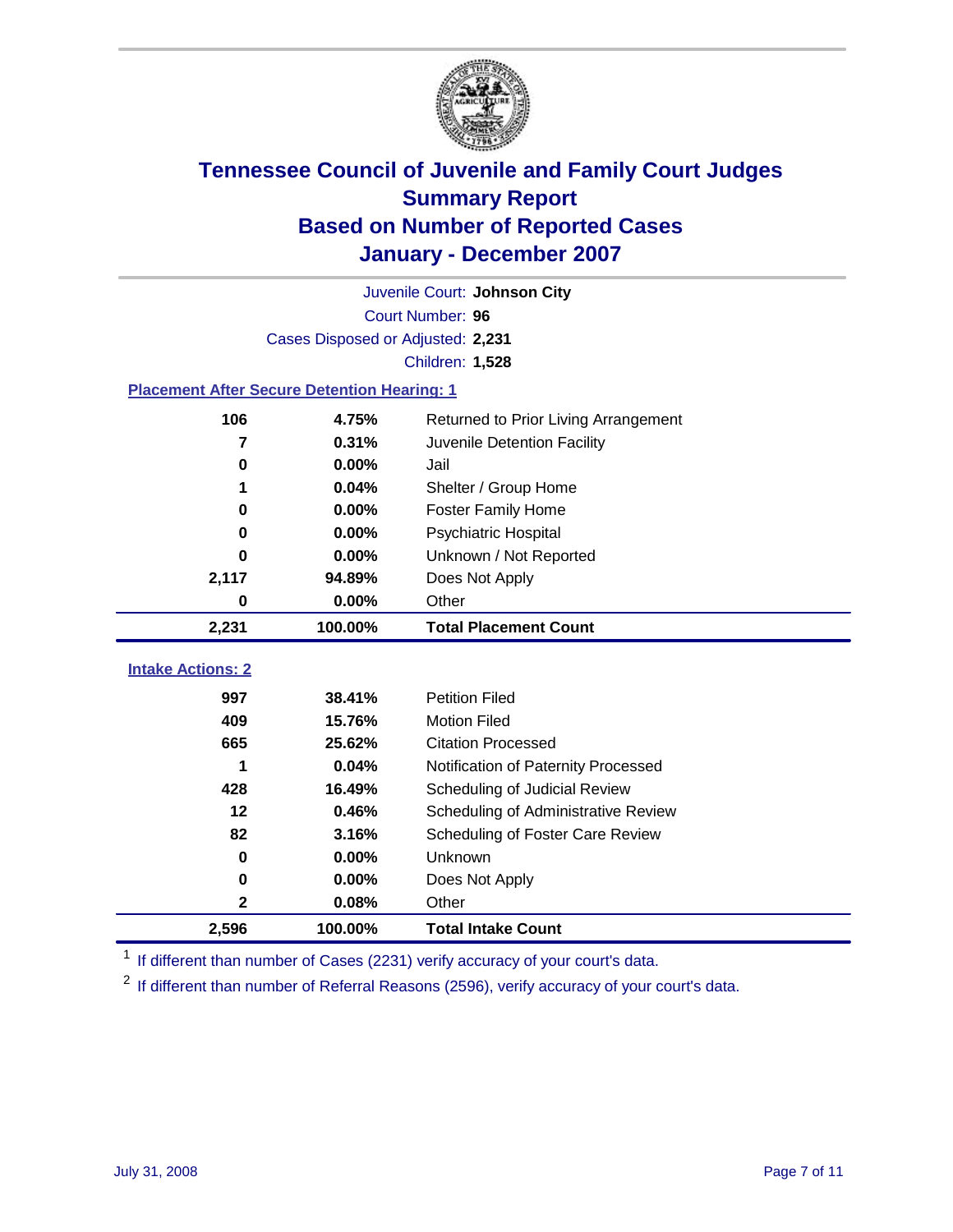# Tennessee Council of Juvenile and Family Court Judges
## Summary Report
## Based on Number of Reported Cases
## January - December 2007

Juvenile Court: **Johnson City**
Court Number: **96**
Cases Disposed or Adjusted: **2,231**
Children: **1,528**

### Placement After Secure Detention Hearing: 1

| | | |
|---|---|---|
| 106 | 4.75% | Returned to Prior Living Arrangement |
| 7 | 0.31% | Juvenile Detention Facility |
| 0 | 0.00% | Jail |
| 1 | 0.04% | Shelter / Group Home |
| 0 | 0.00% | Foster Family Home |
| 0 | 0.00% | Psychiatric Hospital |
| 0 | 0.00% | Unknown / Not Reported |
| 2,117 | 94.89% | Does Not Apply |
| 0 | 0.00% | Other |
| **2,231** | **100.00%** | **Total Placement Count** |

### Intake Actions: 2

| | | |
|---|---|---|
| 997 | 38.41% | Petition Filed |
| 409 | 15.76% | Motion Filed |
| 665 | 25.62% | Citation Processed |
| 1 | 0.04% | Notification of Paternity Processed |
| 428 | 16.49% | Scheduling of Judicial Review |
| 12 | 0.46% | Scheduling of Administrative Review |
| 82 | 3.16% | Scheduling of Foster Care Review |
| 0 | 0.00% | Unknown |
| 0 | 0.00% | Does Not Apply |
| 2 | 0.08% | Other |
| **2,596** | **100.00%** | **Total Intake Count** |

[1] If different than number of Cases (2231) verify accuracy of your court's data.

[2] If different than number of Referral Reasons (2596), verify accuracy of your court's data.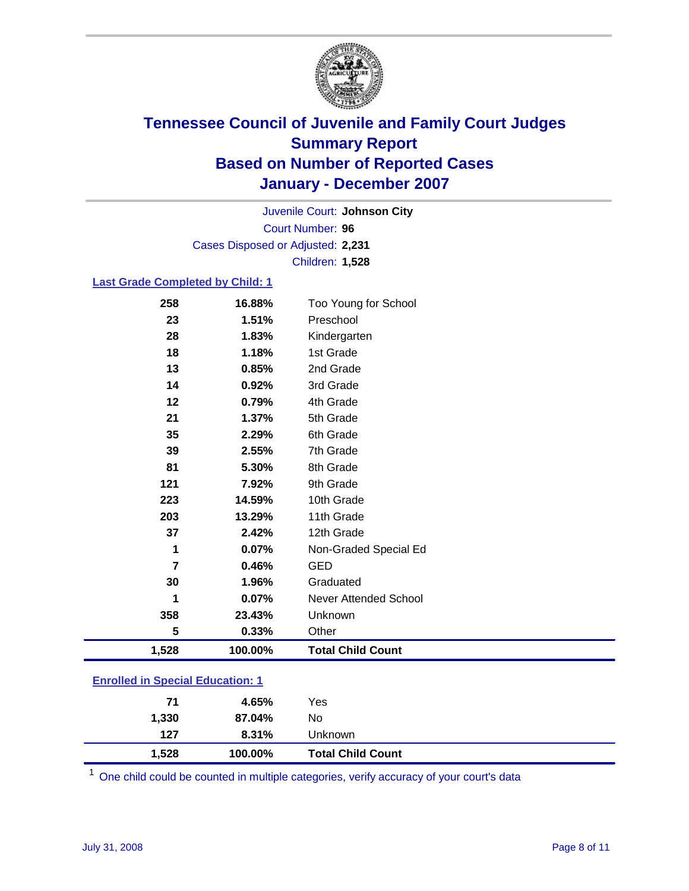# Tennessee Council of Juvenile and Family Court Judges
## Summary Report
## Based on Number of Reported Cases
## January - December 2007

Juvenile Court: **Johnson City**
Court Number: **96**
Cases Disposed or Adjusted: **2,231**
Children: **1,528**

### Last Grade Completed by Child: 1

| Count | Percent | Category |
|---|---|---|
| 258 | 16.88% | Too Young for School |
| 23 | 1.51% | Preschool |
| 28 | 1.83% | Kindergarten |
| 18 | 1.18% | 1st Grade |
| 13 | 0.85% | 2nd Grade |
| 14 | 0.92% | 3rd Grade |
| 12 | 0.79% | 4th Grade |
| 21 | 1.37% | 5th Grade |
| 35 | 2.29% | 6th Grade |
| 39 | 2.55% | 7th Grade |
| 81 | 5.30% | 8th Grade |
| 121 | 7.92% | 9th Grade |
| 223 | 14.59% | 10th Grade |
| 203 | 13.29% | 11th Grade |
| 37 | 2.42% | 12th Grade |
| 1 | 0.07% | Non-Graded Special Ed |
| 7 | 0.46% | GED |
| 30 | 1.96% | Graduated |
| 1 | 0.07% | Never Attended School |
| 358 | 23.43% | Unknown |
| 5 | 0.33% | Other |
| **1,528** | **100.00%** | **Total Child Count** |

### Enrolled in Special Education: 1

| Count | Percent | Category |
|---|---|---|
| 71 | 4.65% | Yes |
| 1,330 | 87.04% | No |
| 127 | 8.31% | Unknown |
| **1,528** | **100.00%** | **Total Child Count** |

[1] One child could be counted in multiple categories, verify accuracy of your court's data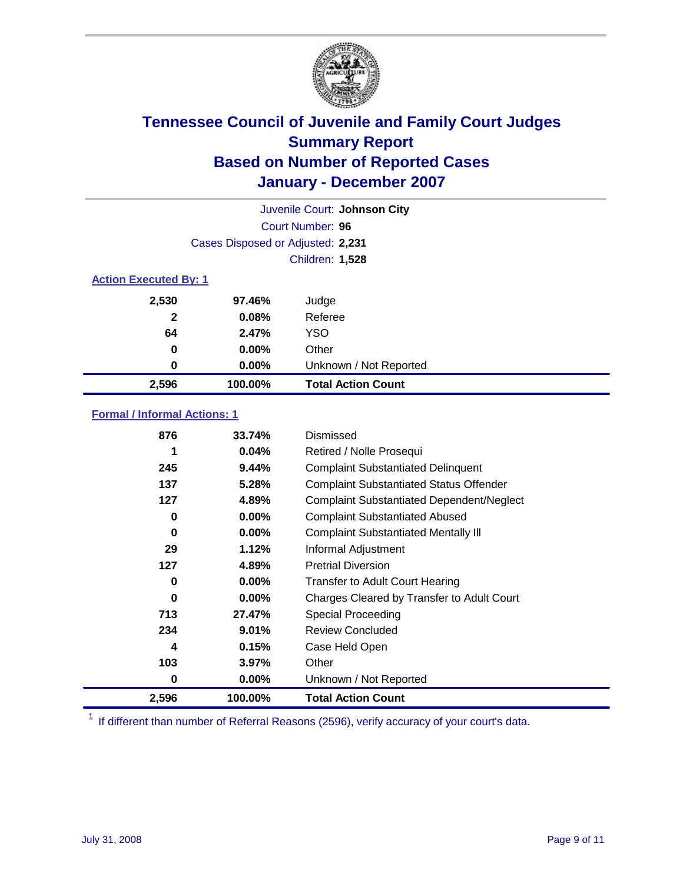# Tennessee Council of Juvenile and Family Court Judges
## Summary Report
## Based on Number of Reported Cases
## January - December 2007

Juvenile Court: **Johnson City**

Court Number: **96**

Cases Disposed or Adjusted: **2,231**

Children: **1,528**

### Action Executed By: 1

| | | |
|---|---|---|
| 2,530 | 97.46% | Judge |
| 2 | 0.08% | Referee |
| 64 | 2.47% | YSO |
| 0 | 0.00% | Other |
| 0 | 0.00% | Unknown / Not Reported |
| **2,596** | **100.00%** | **Total Action Count** |

### Formal / Informal Actions: 1

| | | |
|---|---|---|
| 876 | 33.74% | Dismissed |
| 1 | 0.04% | Retired / Nolle Prosequi |
| 245 | 9.44% | Complaint Substantiated Delinquent |
| 137 | 5.28% | Complaint Substantiated Status Offender |
| 127 | 4.89% | Complaint Substantiated Dependent/Neglect |
| 0 | 0.00% | Complaint Substantiated Abused |
| 0 | 0.00% | Complaint Substantiated Mentally Ill |
| 29 | 1.12% | Informal Adjustment |
| 127 | 4.89% | Pretrial Diversion |
| 0 | 0.00% | Transfer to Adult Court Hearing |
| 0 | 0.00% | Charges Cleared by Transfer to Adult Court |
| 713 | 27.47% | Special Proceeding |
| 234 | 9.01% | Review Concluded |
| 4 | 0.15% | Case Held Open |
| 103 | 3.97% | Other |
| 0 | 0.00% | Unknown / Not Reported |
| **2,596** | **100.00%** | **Total Action Count** |

[1] If different than number of Referral Reasons (2596), verify accuracy of your court's data.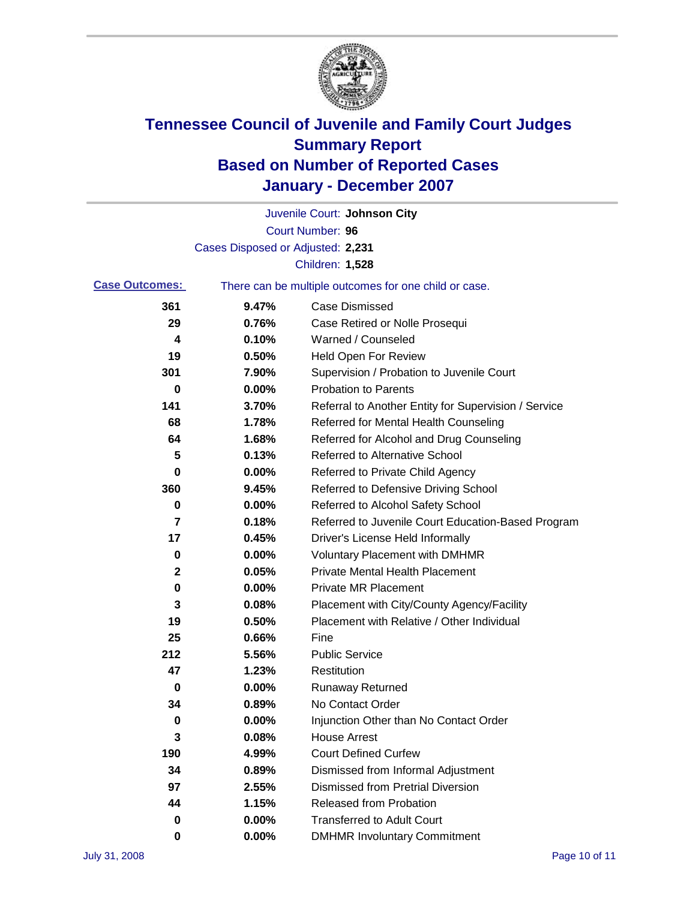# Tennessee Council of Juvenile and Family Court Judges
# Summary Report
# Based on Number of Reported Cases
# January - December 2007

Juvenile Court: **Johnson City**
Court Number: **96**
Cases Disposed or Adjusted: **2,231**
Children: **1,528**

**Case Outcomes:** There can be multiple outcomes for one child or case.

| Count | Percent | Outcome |
|---|---|---|
| 361 | 9.47% | Case Dismissed |
| 29 | 0.76% | Case Retired or Nolle Prosequi |
| 4 | 0.10% | Warned / Counseled |
| 19 | 0.50% | Held Open For Review |
| 301 | 7.90% | Supervision / Probation to Juvenile Court |
| 0 | 0.00% | Probation to Parents |
| 141 | 3.70% | Referral to Another Entity for Supervision / Service |
| 68 | 1.78% | Referred for Mental Health Counseling |
| 64 | 1.68% | Referred for Alcohol and Drug Counseling |
| 5 | 0.13% | Referred to Alternative School |
| 0 | 0.00% | Referred to Private Child Agency |
| 360 | 9.45% | Referred to Defensive Driving School |
| 0 | 0.00% | Referred to Alcohol Safety School |
| 7 | 0.18% | Referred to Juvenile Court Education-Based Program |
| 17 | 0.45% | Driver's License Held Informally |
| 0 | 0.00% | Voluntary Placement with DMHMR |
| 2 | 0.05% | Private Mental Health Placement |
| 0 | 0.00% | Private MR Placement |
| 3 | 0.08% | Placement with City/County Agency/Facility |
| 19 | 0.50% | Placement with Relative / Other Individual |
| 25 | 0.66% | Fine |
| 212 | 5.56% | Public Service |
| 47 | 1.23% | Restitution |
| 0 | 0.00% | Runaway Returned |
| 34 | 0.89% | No Contact Order |
| 0 | 0.00% | Injunction Other than No Contact Order |
| 3 | 0.08% | House Arrest |
| 190 | 4.99% | Court Defined Curfew |
| 34 | 0.89% | Dismissed from Informal Adjustment |
| 97 | 2.55% | Dismissed from Pretrial Diversion |
| 44 | 1.15% | Released from Probation |
| 0 | 0.00% | Transferred to Adult Court |
| 0 | 0.00% | DMHMR Involuntary Commitment |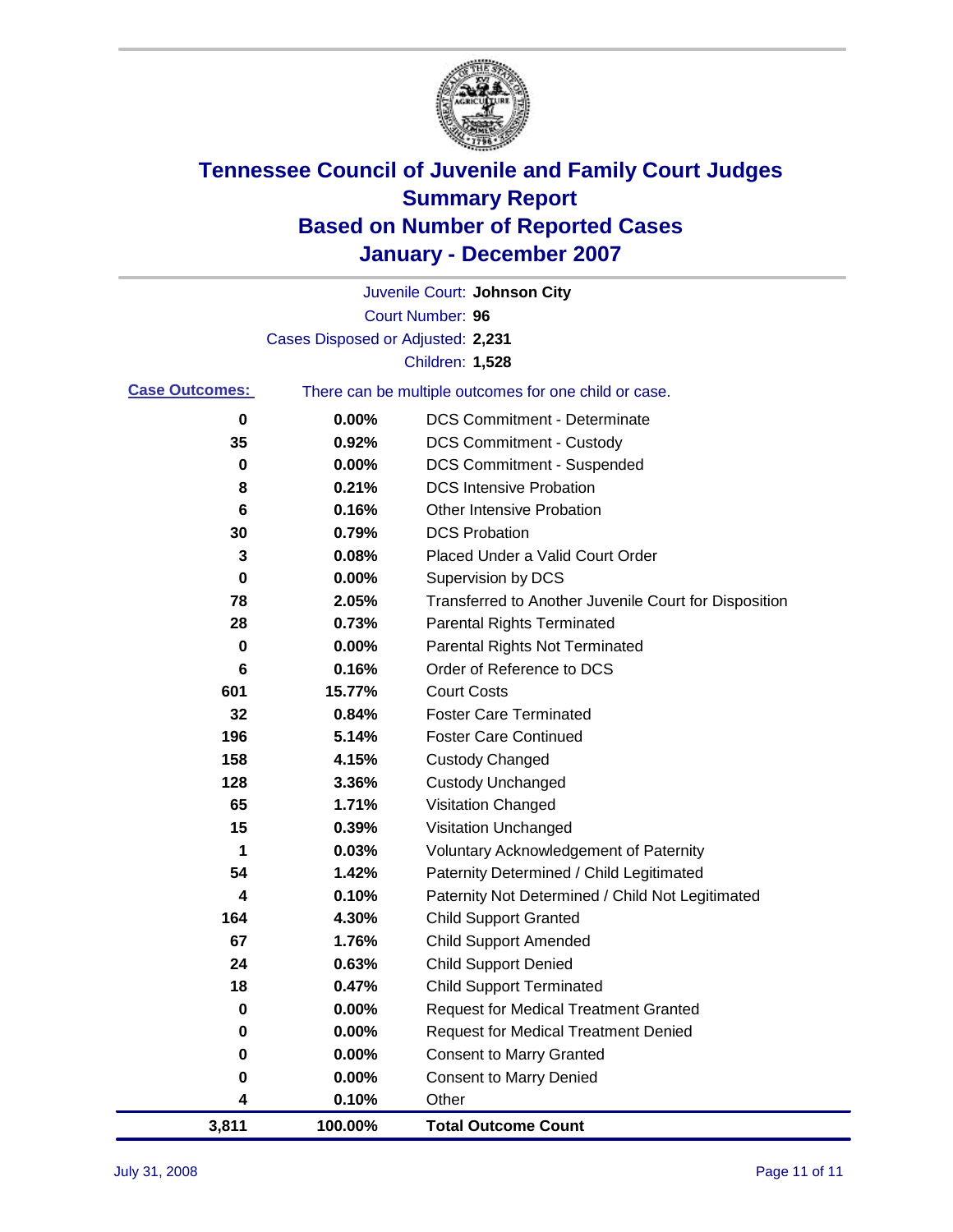# Tennessee Council of Juvenile and Family Court Judges
# Summary Report
# Based on Number of Reported Cases
# January - December 2007

Juvenile Court: **Johnson City**

Court Number: **96**

Cases Disposed or Adjusted: **2,231**

Children: **1,528**

**Case Outcomes:** There can be multiple outcomes for one child or case.

| | | |
|---|---|---|
| 0 | 0.00% | DCS Commitment - Determinate |
| 35 | 0.92% | DCS Commitment - Custody |
| 0 | 0.00% | DCS Commitment - Suspended |
| 8 | 0.21% | DCS Intensive Probation |
| 6 | 0.16% | Other Intensive Probation |
| 30 | 0.79% | DCS Probation |
| 3 | 0.08% | Placed Under a Valid Court Order |
| 0 | 0.00% | Supervision by DCS |
| 78 | 2.05% | Transferred to Another Juvenile Court for Disposition |
| 28 | 0.73% | Parental Rights Terminated |
| 0 | 0.00% | Parental Rights Not Terminated |
| 6 | 0.16% | Order of Reference to DCS |
| 601 | 15.77% | Court Costs |
| 32 | 0.84% | Foster Care Terminated |
| 196 | 5.14% | Foster Care Continued |
| 158 | 4.15% | Custody Changed |
| 128 | 3.36% | Custody Unchanged |
| 65 | 1.71% | Visitation Changed |
| 15 | 0.39% | Visitation Unchanged |
| 1 | 0.03% | Voluntary Acknowledgement of Paternity |
| 54 | 1.42% | Paternity Determined / Child Legitimated |
| 4 | 0.10% | Paternity Not Determined / Child Not Legitimated |
| 164 | 4.30% | Child Support Granted |
| 67 | 1.76% | Child Support Amended |
| 24 | 0.63% | Child Support Denied |
| 18 | 0.47% | Child Support Terminated |
| 0 | 0.00% | Request for Medical Treatment Granted |
| 0 | 0.00% | Request for Medical Treatment Denied |
| 0 | 0.00% | Consent to Marry Granted |
| 0 | 0.00% | Consent to Marry Denied |
| 4 | 0.10% | Other |
| **3,811** | **100.00%** | **Total Outcome Count** |

July 31, 2008